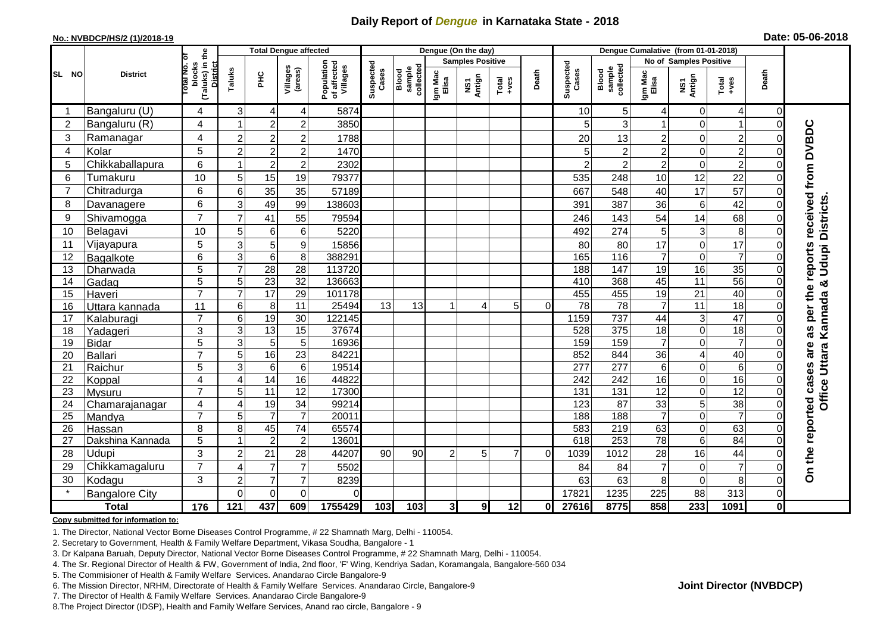# Daily Report of *Dengue* in Karnataka State - 2018

**No.: NVBDCP/HS/2 (1)/2018-19**

**Date: 05-06-2018**

| SL NO | District | Total No. of blocks (Taluks) in the District | Total Dengue affected | | | | Dengue (On the day) | | | | | | | Dengue Cumalative (from 01-01-2018) | | | | | | | |
|---|---|---|---|---|---|---|---|---|---|---|---|---|---|---|---|---|---|---|---|---|
| | | | Taluks | PHC | Villages (areas) | Population of affected Villages | Suspected Cases | Blood sample collected | Samples Positive | | | Death | Suspected Cases | Blood sample collected | No of Samples Positive | | | Death | |
| | | | | | | | | | Igm Mac Elisa | NS1 Antign | Total +ves | | | | Igm Mac Elisa | NS1 Antign | Total +ves | | |
| 1 | Bangaluru (U) | 4 | 3 | 4 | 4 | 5874 | | | | | | | 10 | 5 | 4 | 0 | 4 | 0 | On the reported cases are as per the reports received from DVBDC Office Uttara Kannada & Udupi Districts. |
| 2 | Bangaluru (R) | 4 | 1 | 2 | 2 | 3850 | | | | | | | 5 | 3 | 1 | 0 | 1 | 0 | |
| 3 | Ramanagar | 4 | 2 | 2 | 2 | 1788 | | | | | | | 20 | 13 | 2 | 0 | 2 | 0 | |
| 4 | Kolar | 5 | 2 | 2 | 2 | 1470 | | | | | | | 5 | 2 | 2 | 0 | 2 | 0 | |
| 5 | Chikkaballapura | 6 | 1 | 2 | 2 | 2302 | | | | | | | 2 | 2 | 2 | 0 | 2 | 0 | |
| 6 | Tumakuru | 10 | 5 | 15 | 19 | 79377 | | | | | | | 535 | 248 | 10 | 12 | 22 | 0 | |
| 7 | Chitradurga | 6 | 6 | 35 | 35 | 57189 | | | | | | | 667 | 548 | 40 | 17 | 57 | 0 | |
| 8 | Davanagere | 6 | 3 | 49 | 99 | 138603 | | | | | | | 391 | 387 | 36 | 6 | 42 | 0 | |
| 9 | Shivamogga | 7 | 7 | 41 | 55 | 79594 | | | | | | | 246 | 143 | 54 | 14 | 68 | 0 | |
| 10 | Belagavi | 10 | 5 | 6 | 6 | 5220 | | | | | | | 492 | 274 | 5 | 3 | 8 | 0 | |
| 11 | Vijayapura | 5 | 3 | 5 | 9 | 15856 | | | | | | | 80 | 80 | 17 | 0 | 17 | 0 | |
| 12 | Bagalkote | 6 | 3 | 6 | 8 | 388291 | | | | | | | 165 | 116 | 7 | 0 | 7 | 0 | |
| 13 | Dharwada | 5 | 7 | 28 | 28 | 113720 | | | | | | | 188 | 147 | 19 | 16 | 35 | 0 | |
| 14 | Gadag | 5 | 5 | 23 | 32 | 136663 | | | | | | | 410 | 368 | 45 | 11 | 56 | 0 | |
| 15 | Haveri | 7 | 7 | 17 | 29 | 101178 | | | | | | | 455 | 455 | 19 | 21 | 40 | 0 | |
| 16 | Uttara kannada | 11 | 6 | 8 | 11 | 25494 | 13 | 13 | 1 | 4 | 5 | 0 | 78 | 78 | 7 | 11 | 18 | 0 | |
| 17 | Kalaburagi | 7 | 6 | 19 | 30 | 122145 | | | | | | | 1159 | 737 | 44 | 3 | 47 | 0 | |
| 18 | Yadageri | 3 | 3 | 13 | 15 | 37674 | | | | | | | 528 | 375 | 18 | 0 | 18 | 0 | |
| 19 | Bidar | 5 | 3 | 5 | 5 | 16936 | | | | | | | 159 | 159 | 7 | 0 | 7 | 0 | |
| 20 | Ballari | 7 | 5 | 16 | 23 | 84221 | | | | | | | 852 | 844 | 36 | 4 | 40 | 0 | |
| 21 | Raichur | 5 | 3 | 6 | 6 | 19514 | | | | | | | 277 | 277 | 6 | 0 | 6 | 0 | |
| 22 | Koppal | 4 | 4 | 14 | 16 | 44822 | | | | | | | 242 | 242 | 16 | 0 | 16 | 0 | |
| 23 | Mysuru | 7 | 5 | 11 | 12 | 17300 | | | | | | | 131 | 131 | 12 | 0 | 12 | 0 | |
| 24 | Chamarajanagar | 4 | 4 | 19 | 34 | 99214 | | | | | | | 123 | 87 | 33 | 5 | 38 | 0 | |
| 25 | Mandya | 7 | 5 | 7 | 7 | 20011 | | | | | | | 188 | 188 | 7 | 0 | 7 | 0 | |
| 26 | Hassan | 8 | 8 | 45 | 74 | 65574 | | | | | | | 583 | 219 | 63 | 0 | 63 | 0 | |
| 27 | Dakshina Kannada | 5 | 1 | 2 | 2 | 13601 | | | | | | | 618 | 253 | 78 | 6 | 84 | 0 | |
| 28 | Udupi | 3 | 2 | 21 | 28 | 44207 | 90 | 90 | 2 | 5 | 7 | 0 | 1039 | 1012 | 28 | 16 | 44 | 0 | |
| 29 | Chikkamagaluru | 7 | 4 | 7 | 7 | 5502 | | | | | | | 84 | 84 | 7 | 0 | 7 | 0 | |
| 30 | Kodagu | 3 | 2 | 7 | 7 | 8239 | | | | | | | 63 | 63 | 8 | 0 | 8 | 0 | |
| * | Bangalore City | | 0 | 0 | 0 | 0 | | | | | | | 17821 | 1235 | 225 | 88 | 313 | 0 | |
| **Total** | | **176** | **121** | **437** | **609** | **1755429** | **103** | **103** | **3** | **9** | **12** | **0** | **27616** | **8775** | **858** | **233** | **1091** | **0** | |

**Copy submitted for information to:**

1. The Director, National Vector Borne Diseases Control Programme, # 22 Shamnath Marg, Delhi - 110054.
2. Secretary to Government, Health & Family Welfare Department, Vikasa Soudha, Bangalore - 1
3. Dr Kalpana Baruah, Deputy Director, National Vector Borne Diseases Control Programme, # 22 Shamnath Marg, Delhi - 110054.
4. The Sr. Regional Director of Health & FW, Government of India, 2nd floor, 'F' Wing, Kendriya Sadan, Koramangala, Bangalore-560 034
5. The Commisioner of Health & Family Welfare Services. Anandarao Circle Bangalore-9
6. The Mission Director, NRHM, Directorate of Health & Family Welfare Services. Anandarao Circle, Bangalore-9
7. The Director of Health & Family Welfare Services. Anandarao Circle Bangalore-9
8. The Project Director (IDSP), Health and Family Welfare Services, Anand rao circle, Bangalore - 9

**Joint Director (NVBDCP)**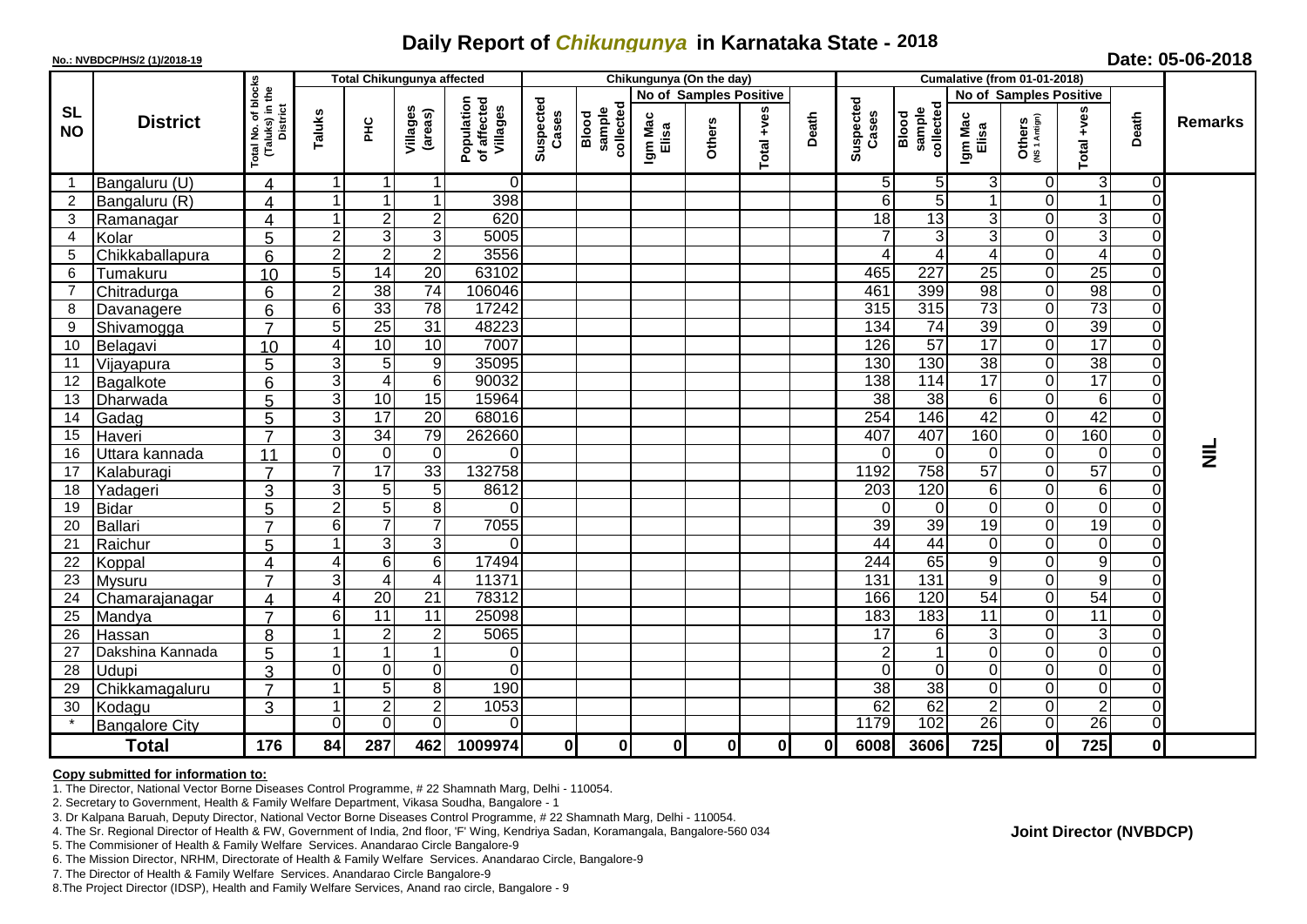# Daily Report of *Chikungunya* in Karnataka State - 2018

**No.: NVBDCP/HS/2 (1)/2018-19**

**Date: 05-06-2018**

| SL NO | District | Total No. of blocks (Taluks) in the District | Total Chikungunya affected | | | | Chikungunya (On the day) | | | | | | | Cumalative (from 01-01-2018) | | | | | | | Remarks |
|---|---|---|---|---|---|---|---|---|---|---|---|---|---|---|---|---|---|---|---|---|---|
| | | | Taluks | PHC | Villages (areas) | Population of affected Villages | Suspected Cases | Blood sample collected | No of Samples Positive | | | Death | Suspected Cases | Blood sample collected | No of Samples Positive | | | Death | |
| | | | | | | | | | Igm Mac Elisa | Others | Total +ves | | | | Igm Mac Elisa | Others (NS 1 Antign) | Total +ves | | |
| 1 | Bangaluru (U) | 4 | 1 | 1 | 1 | 0 | | | | | | | 5 | 5 | 3 | 0 | 3 | 0 | NIL |
| 2 | Bangaluru (R) | 4 | 1 | 1 | 1 | 398 | | | | | | | 6 | 5 | 1 | 0 | 1 | 0 | |
| 3 | Ramanagar | 4 | 1 | 2 | 2 | 620 | | | | | | | 18 | 13 | 3 | 0 | 3 | 0 | |
| 4 | Kolar | 5 | 2 | 3 | 3 | 5005 | | | | | | | 7 | 3 | 3 | 0 | 3 | 0 | |
| 5 | Chikkaballapura | 6 | 2 | 2 | 2 | 3556 | | | | | | | 4 | 4 | 4 | 0 | 4 | 0 | |
| 6 | Tumakuru | 10 | 5 | 14 | 20 | 63102 | | | | | | | 465 | 227 | 25 | 0 | 25 | 0 | |
| 7 | Chitradurga | 6 | 2 | 38 | 74 | 106046 | | | | | | | 461 | 399 | 98 | 0 | 98 | 0 | |
| 8 | Davanagere | 6 | 6 | 33 | 78 | 17242 | | | | | | | 315 | 315 | 73 | 0 | 73 | 0 | |
| 9 | Shivamogga | 7 | 5 | 25 | 31 | 48223 | | | | | | | 134 | 74 | 39 | 0 | 39 | 0 | |
| 10 | Belagavi | 10 | 4 | 10 | 10 | 7007 | | | | | | | 126 | 57 | 17 | 0 | 17 | 0 | |
| 11 | Vijayapura | 5 | 3 | 5 | 9 | 35095 | | | | | | | 130 | 130 | 38 | 0 | 38 | 0 | |
| 12 | Bagalkote | 6 | 3 | 4 | 6 | 90032 | | | | | | | 138 | 114 | 17 | 0 | 17 | 0 | |
| 13 | Dharwada | 5 | 3 | 10 | 15 | 15964 | | | | | | | 38 | 38 | 6 | 0 | 6 | 0 | |
| 14 | Gadag | 5 | 3 | 17 | 20 | 68016 | | | | | | | 254 | 146 | 42 | 0 | 42 | 0 | |
| 15 | Haveri | 7 | 3 | 34 | 79 | 262660 | | | | | | | 407 | 407 | 160 | 0 | 160 | 0 | |
| 16 | Uttara kannada | 11 | 0 | 0 | 0 | 0 | | | | | | | 0 | 0 | 0 | 0 | 0 | 0 | |
| 17 | Kalaburagi | 7 | 7 | 17 | 33 | 132758 | | | | | | | 1192 | 758 | 57 | 0 | 57 | 0 | |
| 18 | Yadageri | 3 | 3 | 5 | 5 | 8612 | | | | | | | 203 | 120 | 6 | 0 | 6 | 0 | |
| 19 | Bidar | 5 | 2 | 5 | 8 | 0 | | | | | | | 0 | 0 | 0 | 0 | 0 | 0 | |
| 20 | Ballari | 7 | 6 | 7 | 7 | 7055 | | | | | | | 39 | 39 | 19 | 0 | 19 | 0 | |
| 21 | Raichur | 5 | 1 | 3 | 3 | 0 | | | | | | | 44 | 44 | 0 | 0 | 0 | 0 | |
| 22 | Koppal | 4 | 4 | 6 | 6 | 17494 | | | | | | | 244 | 65 | 9 | 0 | 9 | 0 | |
| 23 | Mysuru | 7 | 3 | 4 | 4 | 11371 | | | | | | | 131 | 131 | 9 | 0 | 9 | 0 | |
| 24 | Chamarajanagar | 4 | 4 | 20 | 21 | 78312 | | | | | | | 166 | 120 | 54 | 0 | 54 | 0 | |
| 25 | Mandya | 7 | 6 | 11 | 11 | 25098 | | | | | | | 183 | 183 | 11 | 0 | 11 | 0 | |
| 26 | Hassan | 8 | 1 | 2 | 2 | 5065 | | | | | | | 17 | 6 | 3 | 0 | 3 | 0 | |
| 27 | Dakshina Kannada | 5 | 1 | 1 | 1 | 0 | | | | | | | 2 | 1 | 0 | 0 | 0 | 0 | |
| 28 | Udupi | 3 | 0 | 0 | 0 | 0 | | | | | | | 0 | 0 | 0 | 0 | 0 | 0 | |
| 29 | Chikkamagaluru | 7 | 1 | 5 | 8 | 190 | | | | | | | 38 | 38 | 0 | 0 | 0 | 0 | |
| 30 | Kodagu | 3 | 1 | 2 | 2 | 1053 | | | | | | | 62 | 62 | 2 | 0 | 2 | 0 | |
| * | Bangalore City | | 0 | 0 | 0 | 0 | | | | | | | 1179 | 102 | 26 | 0 | 26 | 0 | |
| **Total** | | **176** | **84** | **287** | **462** | **1009974** | **0** | **0** | **0** | **0** | **0** | **0** | **6008** | **3606** | **725** | **0** | **725** | **0** | |

**Copy submitted for information to:**

1. The Director, National Vector Borne Diseases Control Programme, # 22 Shamnath Marg, Delhi - 110054.
2. Secretary to Government, Health & Family Welfare Department, Vikasa Soudha, Bangalore - 1
3. Dr Kalpana Baruah, Deputy Director, National Vector Borne Diseases Control Programme, # 22 Shamnath Marg, Delhi - 110054.
4. The Sr. Regional Director of Health & FW, Government of India, 2nd floor, 'F' Wing, Kendriya Sadan, Koramangala, Bangalore-560 034
5. The Commisioner of Health & Family Welfare Services. Anandarao Circle Bangalore-9
6. The Mission Director, NRHM, Directorate of Health & Family Welfare Services. Anandarao Circle, Bangalore-9
7. The Director of Health & Family Welfare Services. Anandarao Circle Bangalore-9
8. The Project Director (IDSP), Health and Family Welfare Services, Anand rao circle, Bangalore - 9

**Joint Director (NVBDCP)**